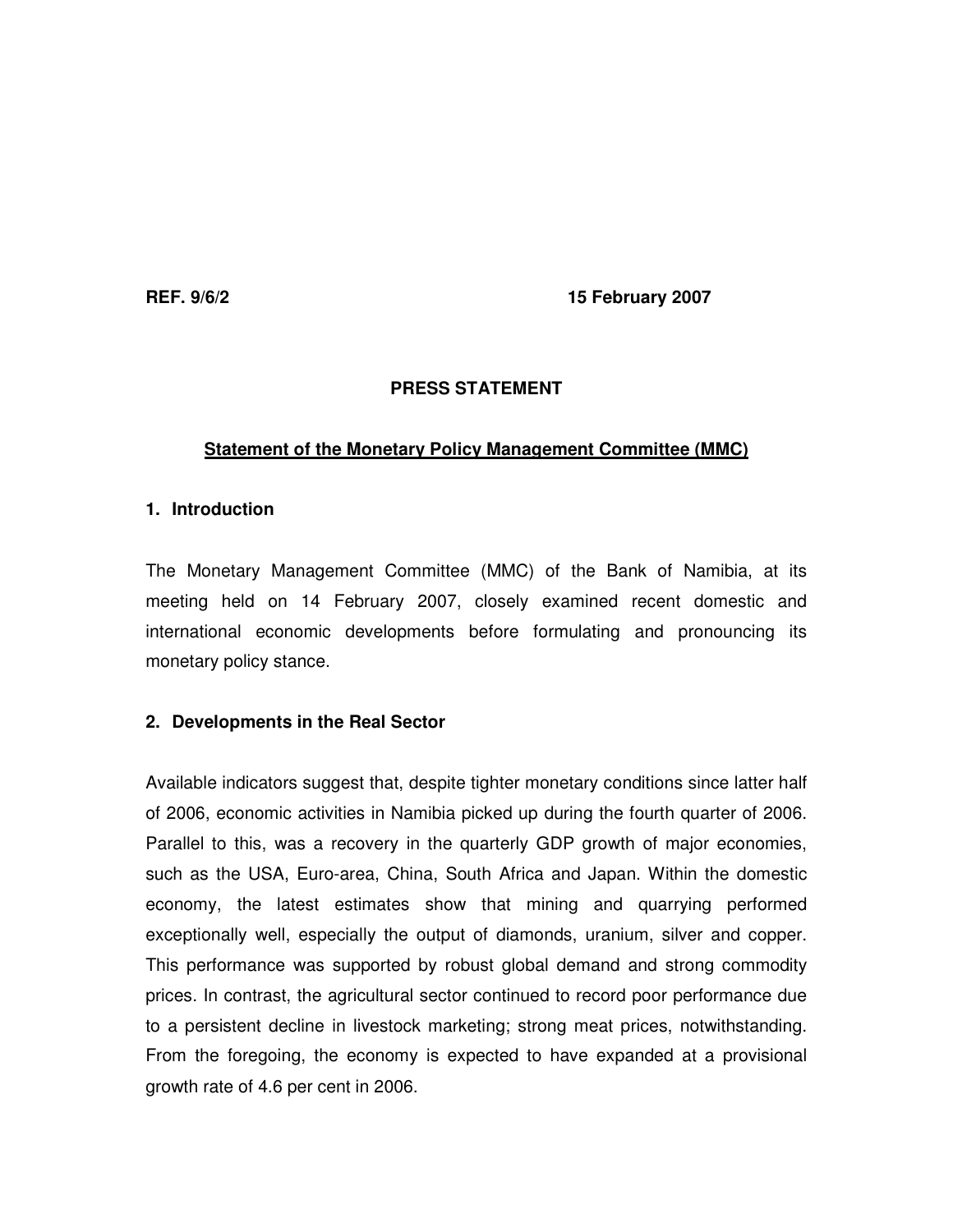**REF. 9/6/2** **15 February 2007**

**PRESS STATEMENT**

**<u>Statement of the Monetary Policy Management Committee (MMC)</u>**

## 1. Introduction

The Monetary Management Committee (MMC) of the Bank of Namibia, at its meeting held on 14 February 2007, closely examined recent domestic and international economic developments before formulating and pronouncing its monetary policy stance.

## 2. Developments in the Real Sector

Available indicators suggest that, despite tighter monetary conditions since latter half of 2006, economic activities in Namibia picked up during the fourth quarter of 2006. Parallel to this, was a recovery in the quarterly GDP growth of major economies, such as the USA, Euro-area, China, South Africa and Japan. Within the domestic economy, the latest estimates show that mining and quarrying performed exceptionally well, especially the output of diamonds, uranium, silver and copper. This performance was supported by robust global demand and strong commodity prices. In contrast, the agricultural sector continued to record poor performance due to a persistent decline in livestock marketing; strong meat prices, notwithstanding. From the foregoing, the economy is expected to have expanded at a provisional growth rate of 4.6 per cent in 2006.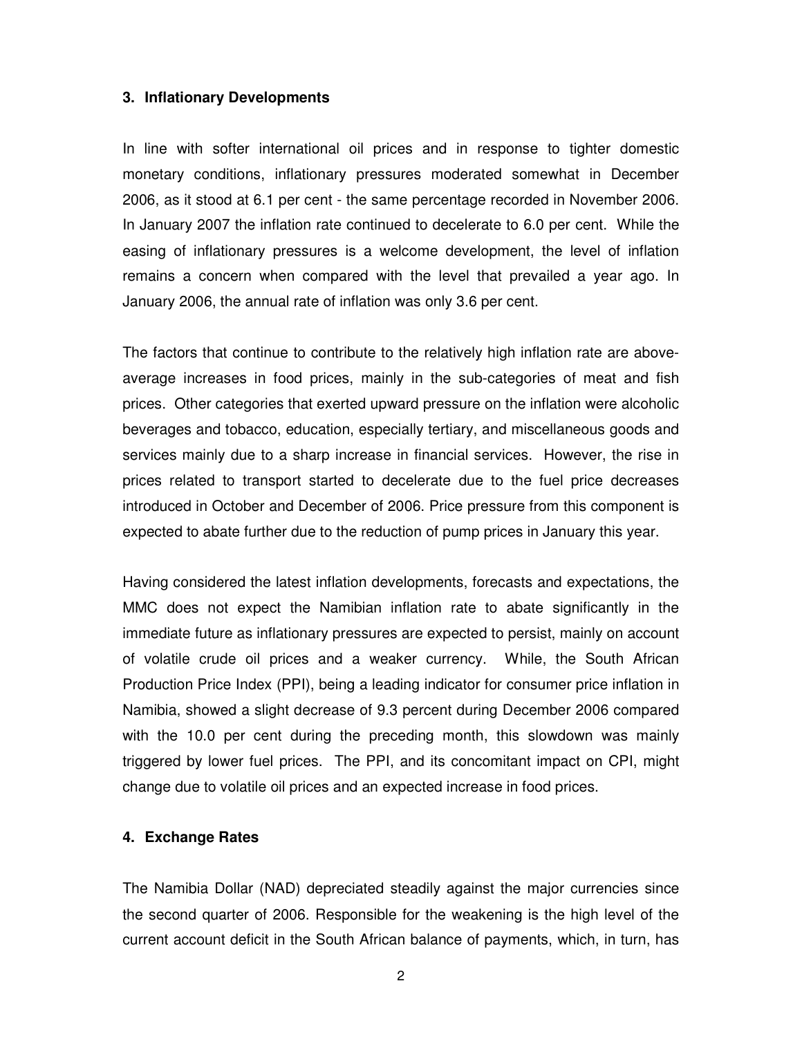### 3. Inflationary Developments

In line with softer international oil prices and in response to tighter domestic monetary conditions, inflationary pressures moderated somewhat in December 2006, as it stood at 6.1 per cent - the same percentage recorded in November 2006. In January 2007 the inflation rate continued to decelerate to 6.0 per cent. While the easing of inflationary pressures is a welcome development, the level of inflation remains a concern when compared with the level that prevailed a year ago. In January 2006, the annual rate of inflation was only 3.6 per cent.

The factors that continue to contribute to the relatively high inflation rate are above-average increases in food prices, mainly in the sub-categories of meat and fish prices. Other categories that exerted upward pressure on the inflation were alcoholic beverages and tobacco, education, especially tertiary, and miscellaneous goods and services mainly due to a sharp increase in financial services. However, the rise in prices related to transport started to decelerate due to the fuel price decreases introduced in October and December of 2006. Price pressure from this component is expected to abate further due to the reduction of pump prices in January this year.

Having considered the latest inflation developments, forecasts and expectations, the MMC does not expect the Namibian inflation rate to abate significantly in the immediate future as inflationary pressures are expected to persist, mainly on account of volatile crude oil prices and a weaker currency. While, the South African Production Price Index (PPI), being a leading indicator for consumer price inflation in Namibia, showed a slight decrease of 9.3 percent during December 2006 compared with the 10.0 per cent during the preceding month, this slowdown was mainly triggered by lower fuel prices. The PPI, and its concomitant impact on CPI, might change due to volatile oil prices and an expected increase in food prices.

### 4. Exchange Rates

The Namibia Dollar (NAD) depreciated steadily against the major currencies since the second quarter of 2006. Responsible for the weakening is the high level of the current account deficit in the South African balance of payments, which, in turn, has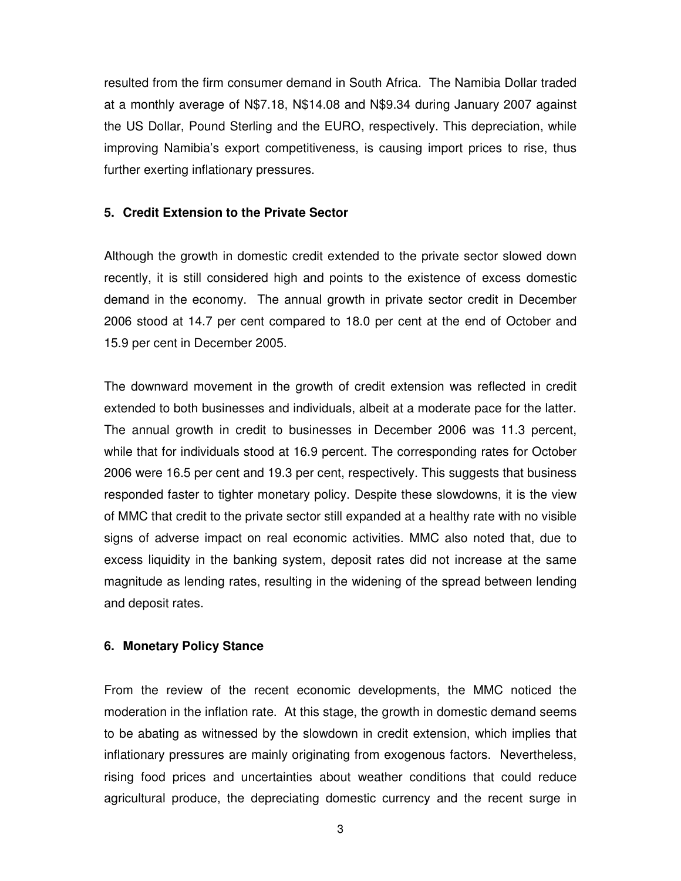resulted from the firm consumer demand in South Africa. The Namibia Dollar traded at a monthly average of N$7.18, N$14.08 and N$9.34 during January 2007 against the US Dollar, Pound Sterling and the EURO, respectively. This depreciation, while improving Namibia's export competitiveness, is causing import prices to rise, thus further exerting inflationary pressures.

**5. Credit Extension to the Private Sector**

Although the growth in domestic credit extended to the private sector slowed down recently, it is still considered high and points to the existence of excess domestic demand in the economy. The annual growth in private sector credit in December 2006 stood at 14.7 per cent compared to 18.0 per cent at the end of October and 15.9 per cent in December 2005.

The downward movement in the growth of credit extension was reflected in credit extended to both businesses and individuals, albeit at a moderate pace for the latter. The annual growth in credit to businesses in December 2006 was 11.3 percent, while that for individuals stood at 16.9 percent. The corresponding rates for October 2006 were 16.5 per cent and 19.3 per cent, respectively. This suggests that business responded faster to tighter monetary policy. Despite these slowdowns, it is the view of MMC that credit to the private sector still expanded at a healthy rate with no visible signs of adverse impact on real economic activities. MMC also noted that, due to excess liquidity in the banking system, deposit rates did not increase at the same magnitude as lending rates, resulting in the widening of the spread between lending and deposit rates.

**6. Monetary Policy Stance**

From the review of the recent economic developments, the MMC noticed the moderation in the inflation rate. At this stage, the growth in domestic demand seems to be abating as witnessed by the slowdown in credit extension, which implies that inflationary pressures are mainly originating from exogenous factors. Nevertheless, rising food prices and uncertainties about weather conditions that could reduce agricultural produce, the depreciating domestic currency and the recent surge in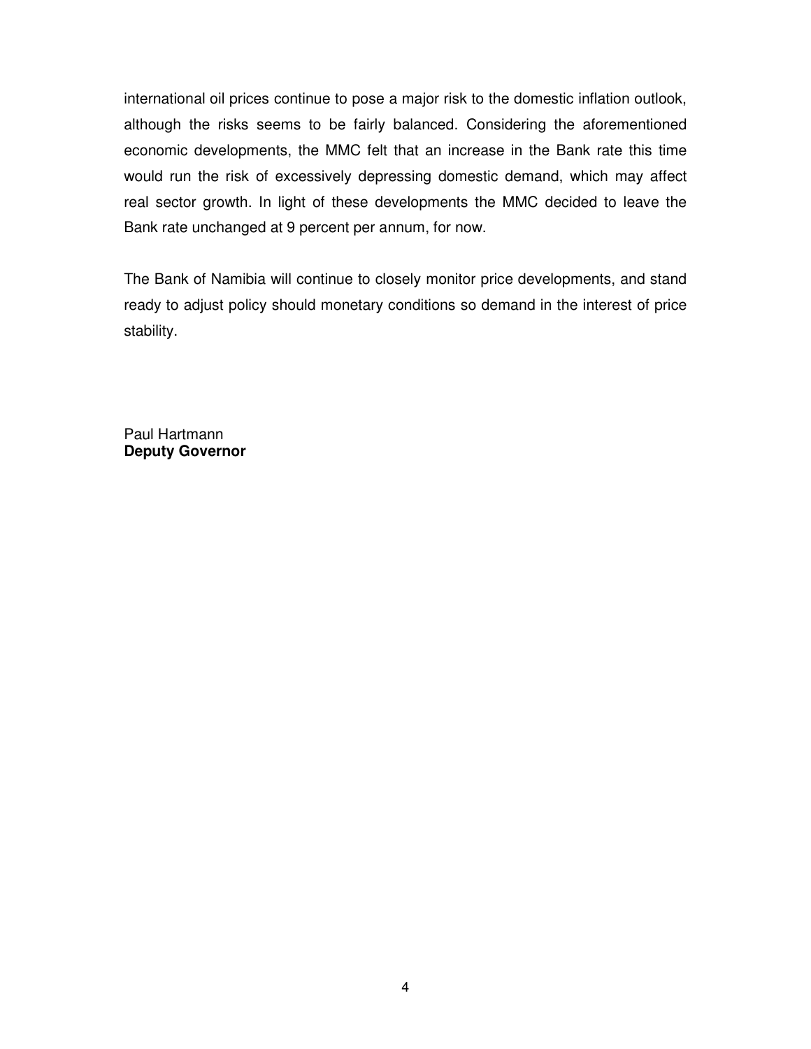international oil prices continue to pose a major risk to the domestic inflation outlook, although the risks seems to be fairly balanced. Considering the aforementioned economic developments, the MMC felt that an increase in the Bank rate this time would run the risk of excessively depressing domestic demand, which may affect real sector growth. In light of these developments the MMC decided to leave the Bank rate unchanged at 9 percent per annum, for now.

The Bank of Namibia will continue to closely monitor price developments, and stand ready to adjust policy should monetary conditions so demand in the interest of price stability.

Paul Hartmann
**Deputy Governor**